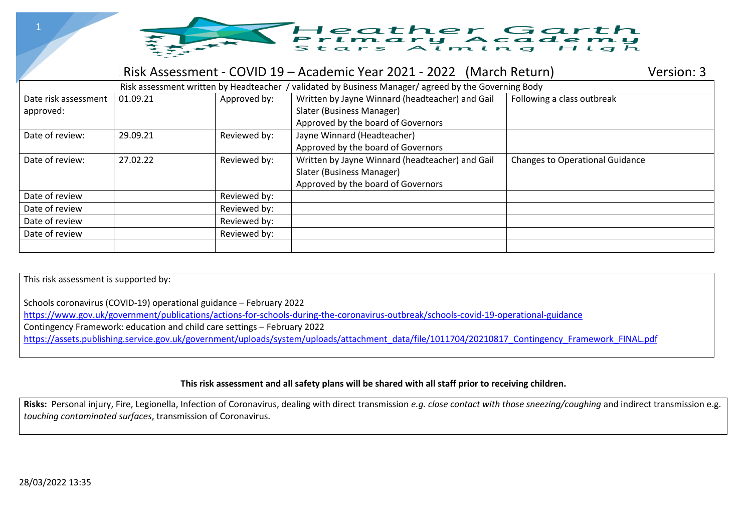# Heather Garth Primary Academy

Stars Aiming High

## Risk Assessment - COVID 19 – Academic Year 2021 - 2022 (March Return) Version: 3

| Risk assessment written by Headteacher / validated by Business Manager/ agreed by the Governing Body | | | | |
|---|---|---|---|---|
| Date risk assessment approved: | 01.09.21 | Approved by: | Written by Jayne Winnard (headteacher) and Gail Slater (Business Manager)<br>Approved by the board of Governors | Following a class outbreak |
| Date of review: | 29.09.21 | Reviewed by: | Jayne Winnard (Headteacher)<br>Approved by the board of Governors | |
| Date of review: | 27.02.22 | Reviewed by: | Written by Jayne Winnard (headteacher) and Gail Slater (Business Manager)<br>Approved by the board of Governors | Changes to Operational Guidance |
| Date of review | | Reviewed by: | | |
| Date of review | | Reviewed by: | | |
| Date of review | | Reviewed by: | | |
| Date of review | | Reviewed by: | | |
| | | | | |

This risk assessment is supported by:

Schools coronavirus (COVID-19) operational guidance – February 2022
https://www.gov.uk/government/publications/actions-for-schools-during-the-coronavirus-outbreak/schools-covid-19-operational-guidance
Contingency Framework: education and child care settings – February 2022
https://assets.publishing.service.gov.uk/government/uploads/system/uploads/attachment_data/file/1011704/20210817_Contingency_Framework_FINAL.pdf

**This risk assessment and all safety plans will be shared with all staff prior to receiving children.**

**Risks:** Personal injury, Fire, Legionella, Infection of Coronavirus, dealing with direct transmission *e.g. close contact with those sneezing/coughing* and indirect transmission e.g. *touching contaminated surfaces*, transmission of Coronavirus.

28/03/2022 13:35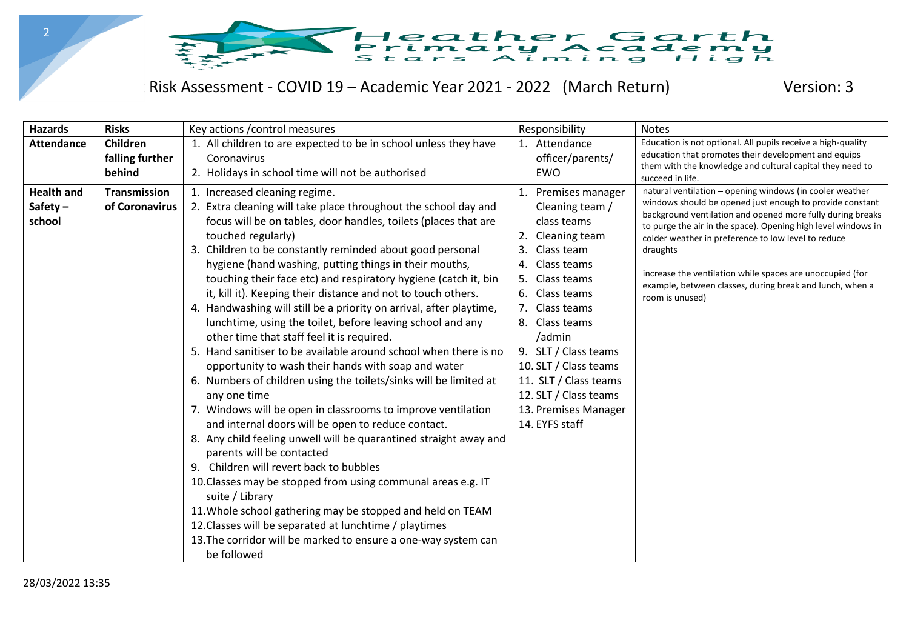Heather Garth Primary Academy
Stars Aiming High

# Risk Assessment - COVID 19 – Academic Year 2021 - 2022 (March Return) Version: 3

| Hazards | Risks | Key actions /control measures | Responsibility | Notes |
|---|---|---|---|---|
| **Attendance** | **Children falling further behind** | 1. All children to are expected to be in school unless they have Coronavirus<br>2. Holidays in school time will not be authorised | 1. Attendance officer/parents/ EWO | Education is not optional. All pupils receive a high-quality education that promotes their development and equips them with the knowledge and cultural capital they need to succeed in life. |
| **Health and Safety – school** | **Transmission of Coronavirus** | 1. Increased cleaning regime.<br>2. Extra cleaning will take place throughout the school day and focus will be on tables, door handles, toilets (places that are touched regularly)<br>3. Children to be constantly reminded about good personal hygiene (hand washing, putting things in their mouths, touching their face etc) and respiratory hygiene (catch it, bin it, kill it). Keeping their distance and not to touch others.<br>4. Handwashing will still be a priority on arrival, after playtime, lunchtime, using the toilet, before leaving school and any other time that staff feel it is required.<br>5. Hand sanitiser to be available around school when there is no opportunity to wash their hands with soap and water<br>6. Numbers of children using the toilets/sinks will be limited at any one time<br>7. Windows will be open in classrooms to improve ventilation and internal doors will be open to reduce contact.<br>8. Any child feeling unwell will be quarantined straight away and parents will be contacted<br>9. Children will revert back to bubbles<br>10. Classes may be stopped from using communal areas e.g. IT suite / Library<br>11. Whole school gathering may be stopped and held on TEAM<br>12. Classes will be separated at lunchtime / playtimes<br>13. The corridor will be marked to ensure a one-way system can be followed | 1. Premises manager Cleaning team / class teams<br>2. Cleaning team<br>3. Class team<br>4. Class teams<br>5. Class teams<br>6. Class teams<br>7. Class teams<br>8. Class teams /admin<br>9. SLT / Class teams<br>10. SLT / Class teams<br>11. SLT / Class teams<br>12. SLT / Class teams<br>13. Premises Manager<br>14. EYFS staff | natural ventilation – opening windows (in cooler weather windows should be opened just enough to provide constant background ventilation and opened more fully during breaks to purge the air in the space). Opening high level windows in colder weather in preference to low level to reduce draughts<br><br>increase the ventilation while spaces are unoccupied (for example, between classes, during break and lunch, when a room is unused) |

28/03/2022 13:35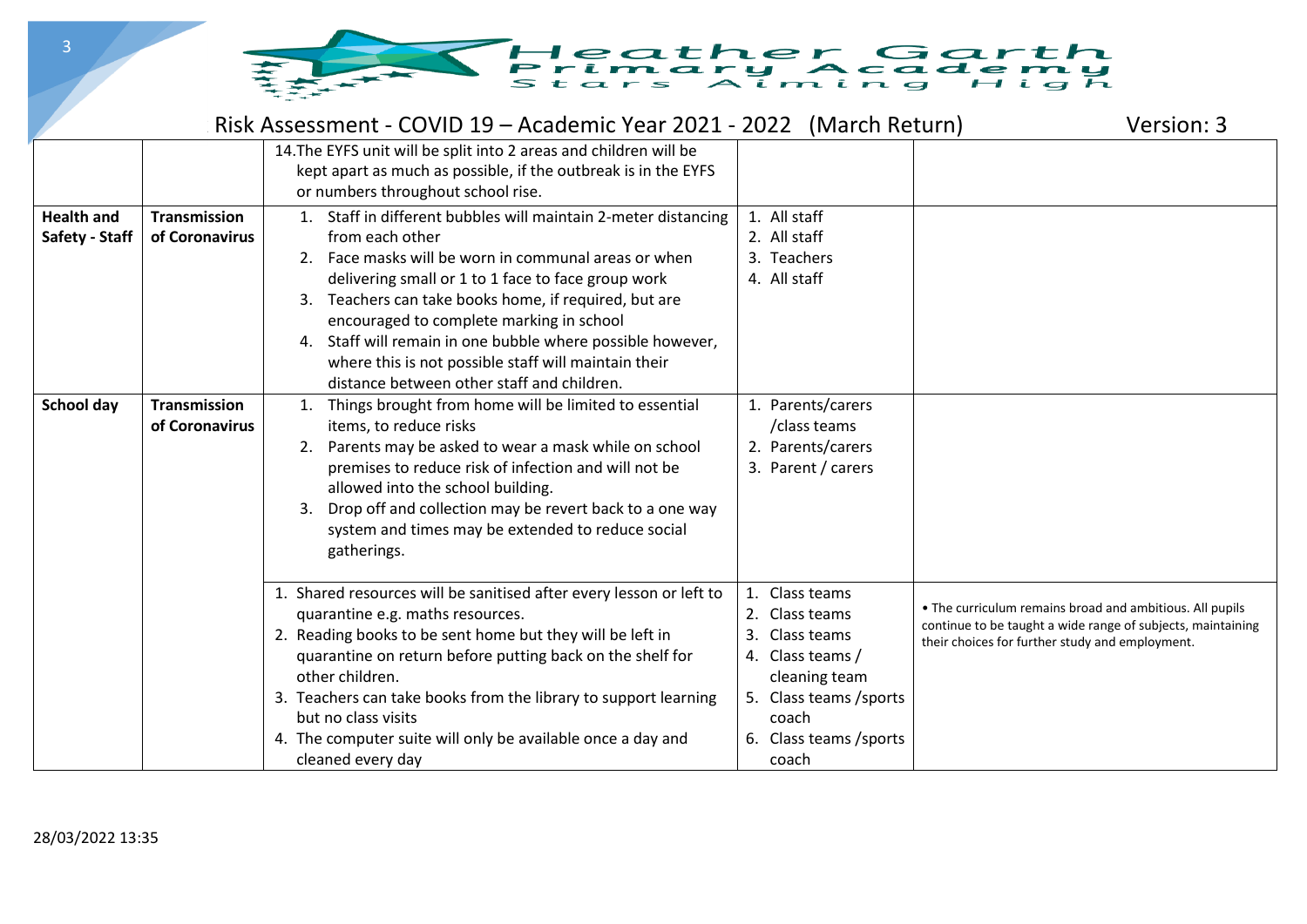## Risk Assessment - COVID 19 – Academic Year 2021 - 2022 (March Return) Version: 3

| | | | | |
|---|---|---|---|---|
| | | 14. The EYFS unit will be split into 2 areas and children will be kept apart as much as possible, if the outbreak is in the EYFS or numbers throughout school rise. | | |
| **Health and Safety - Staff** | **Transmission of Coronavirus** | 1. Staff in different bubbles will maintain 2-meter distancing from each other<br>2. Face masks will be worn in communal areas or when delivering small or 1 to 1 face to face group work<br>3. Teachers can take books home, if required, but are encouraged to complete marking in school<br>4. Staff will remain in one bubble where possible however, where this is not possible staff will maintain their distance between other staff and children. | 1. All staff<br>2. All staff<br>3. Teachers<br>4. All staff | |
| **School day** | **Transmission of Coronavirus** | 1. Things brought from home will be limited to essential items, to reduce risks<br>2. Parents may be asked to wear a mask while on school premises to reduce risk of infection and will not be allowed into the school building.<br>3. Drop off and collection may be revert back to a one way system and times may be extended to reduce social gatherings. | 1. Parents/carers /class teams<br>2. Parents/carers<br>3. Parent / carers | |
| | | 1. Shared resources will be sanitised after every lesson or left to quarantine e.g. maths resources.<br>2. Reading books to be sent home but they will be left in quarantine on return before putting back on the shelf for other children.<br>3. Teachers can take books from the library to support learning but no class visits<br>4. The computer suite will only be available once a day and cleaned every day | 1. Class teams<br>2. Class teams<br>3. Class teams<br>4. Class teams / cleaning team<br>5. Class teams /sports coach<br>6. Class teams /sports coach | • The curriculum remains broad and ambitious. All pupils continue to be taught a wide range of subjects, maintaining their choices for further study and employment. |

28/03/2022 13:35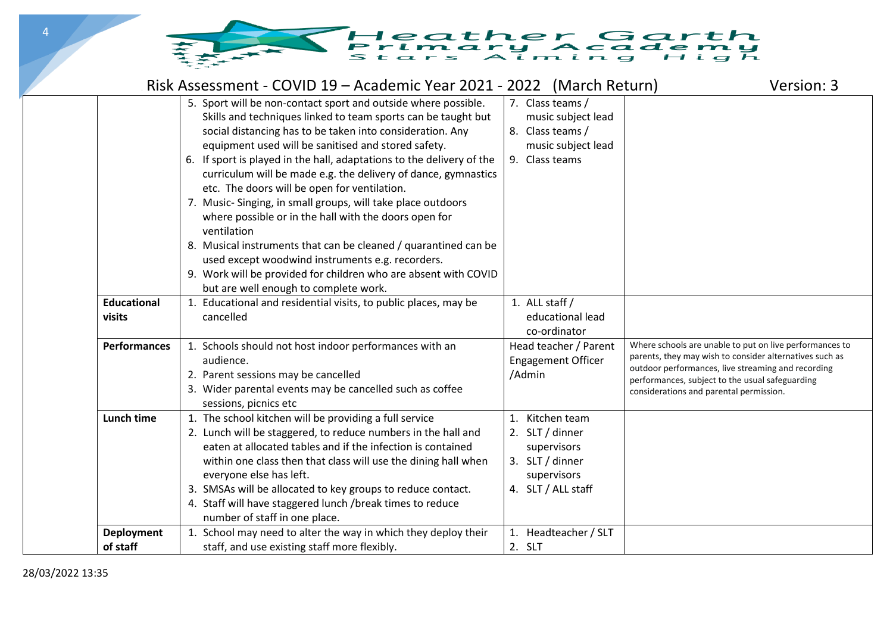Risk Assessment - COVID 19 – Academic Year 2021 - 2022 (March Return) Version: 3

| | | | | |
|---|---|---|---|---|
| | | 5. Sport will be non-contact sport and outside where possible. Skills and techniques linked to team sports can be taught but social distancing has to be taken into consideration. Any equipment used will be sanitised and stored safety.<br>6. If sport is played in the hall, adaptations to the delivery of the curriculum will be made e.g. the delivery of dance, gymnastics etc. The doors will be open for ventilation.<br>7. Music- Singing, in small groups, will take place outdoors where possible or in the hall with the doors open for ventilation<br>8. Musical instruments that can be cleaned / quarantined can be used except woodwind instruments e.g. recorders.<br>9. Work will be provided for children who are absent with COVID but are well enough to complete work. | 7. Class teams / music subject lead<br>8. Class teams / music subject lead<br>9. Class teams | |
| | **Educational visits** | 1. Educational and residential visits, to public places, may be cancelled | 1. ALL staff / educational lead co-ordinator | |
| | **Performances** | 1. Schools should not host indoor performances with an audience.<br>2. Parent sessions may be cancelled<br>3. Wider parental events may be cancelled such as coffee sessions, picnics etc | Head teacher / Parent Engagement Officer /Admin | Where schools are unable to put on live performances to parents, they may wish to consider alternatives such as outdoor performances, live streaming and recording performances, subject to the usual safeguarding considerations and parental permission. |
| | **Lunch time** | 1. The school kitchen will be providing a full service<br>2. Lunch will be staggered, to reduce numbers in the hall and eaten at allocated tables and if the infection is contained within one class then that class will use the dining hall when everyone else has left.<br>3. SMSAs will be allocated to key groups to reduce contact.<br>4. Staff will have staggered lunch /break times to reduce number of staff in one place. | 1. Kitchen team<br>2. SLT / dinner supervisors<br>3. SLT / dinner supervisors<br>4. SLT / ALL staff | |
| | **Deployment of staff** | 1. School may need to alter the way in which they deploy their staff, and use existing staff more flexibly. | 1. Headteacher / SLT<br>2. SLT | |

28/03/2022 13:35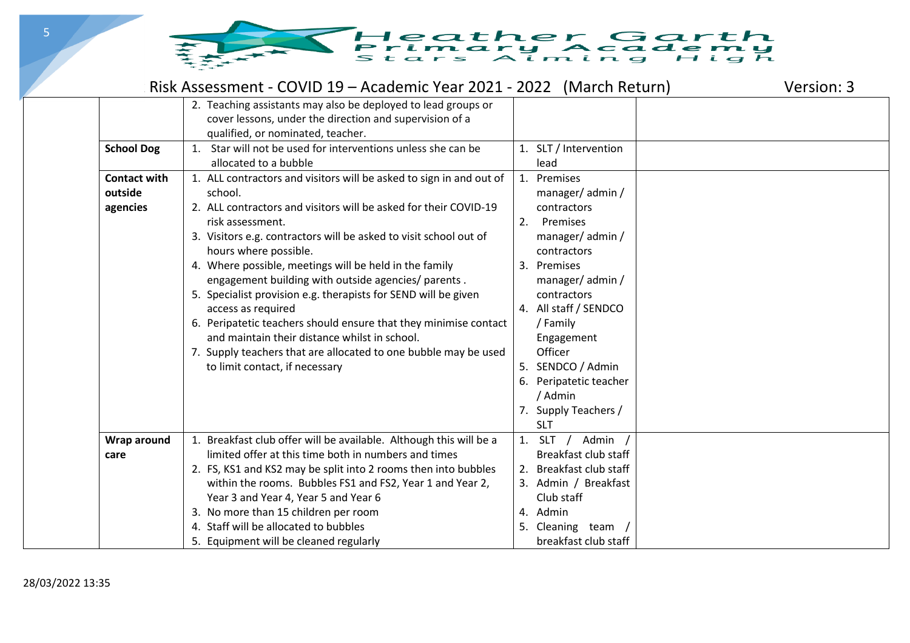| | | | | |
|---|---|---|---|---|
| | | 2. Teaching assistants may also be deployed to lead groups or cover lessons, under the direction and supervision of a qualified, or nominated, teacher. | | |
| | **School Dog** | 1. Star will not be used for interventions unless she can be allocated to a bubble | 1. SLT / Intervention lead | |
| | **Contact with outside agencies** | 1. ALL contractors and visitors will be asked to sign in and out of school.<br>2. ALL contractors and visitors will be asked for their COVID-19 risk assessment.<br>3. Visitors e.g. contractors will be asked to visit school out of hours where possible.<br>4. Where possible, meetings will be held in the family engagement building with outside agencies/ parents .<br>5. Specialist provision e.g. therapists for SEND will be given access as required<br>6. Peripatetic teachers should ensure that they minimise contact and maintain their distance whilst in school.<br>7. Supply teachers that are allocated to one bubble may be used to limit contact, if necessary | 1. Premises manager/ admin / contractors<br>2. Premises manager/ admin / contractors<br>3. Premises manager/ admin / contractors<br>4. All staff / SENDCO / Family Engagement Officer<br>5. SENDCO / Admin<br>6. Peripatetic teacher / Admin<br>7. Supply Teachers / SLT | |
| | **Wrap around care** | 1. Breakfast club offer will be available. Although this will be a limited offer at this time both in numbers and times<br>2. FS, KS1 and KS2 may be split into 2 rooms then into bubbles within the rooms. Bubbles FS1 and FS2, Year 1 and Year 2, Year 3 and Year 4, Year 5 and Year 6<br>3. No more than 15 children per room<br>4. Staff will be allocated to bubbles<br>5. Equipment will be cleaned regularly | 1. SLT / Admin / Breakfast club staff<br>2. Breakfast club staff<br>3. Admin / Breakfast Club staff<br>4. Admin<br>5. Cleaning team / breakfast club staff | |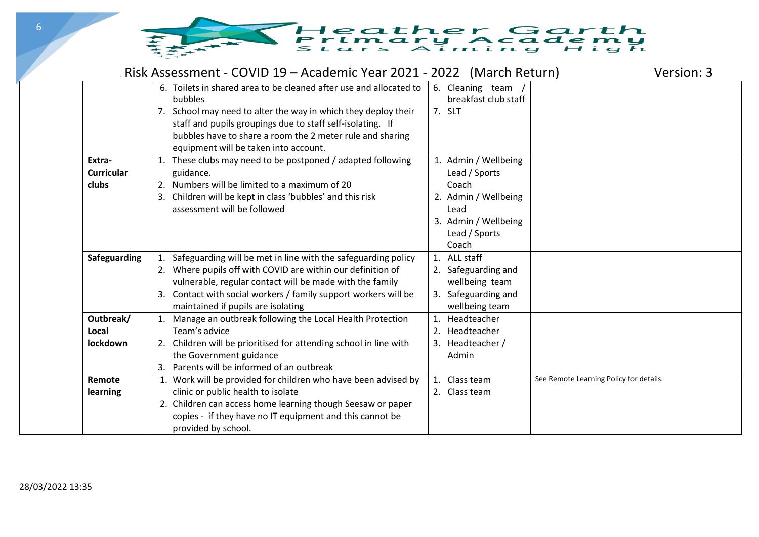Risk Assessment - COVID 19 – Academic Year 2021 - 2022 (March Return) Version: 3

| | | | | |
|---|---|---|---|---|
| | | 6. Toilets in shared area to be cleaned after use and allocated to bubbles<br>7. School may need to alter the way in which they deploy their staff and pupils groupings due to staff self-isolating. If bubbles have to share a room the 2 meter rule and sharing equipment will be taken into account. | 6. Cleaning team / breakfast club staff<br>7. SLT | |
| | **Extra-Curricular clubs** | 1. These clubs may need to be postponed / adapted following guidance.<br>2. Numbers will be limited to a maximum of 20<br>3. Children will be kept in class 'bubbles' and this risk assessment will be followed | 1. Admin / Wellbeing Lead / Sports Coach<br>2. Admin / Wellbeing Lead<br>3. Admin / Wellbeing Lead / Sports Coach | |
| | **Safeguarding** | 1. Safeguarding will be met in line with the safeguarding policy<br>2. Where pupils off with COVID are within our definition of vulnerable, regular contact will be made with the family<br>3. Contact with social workers / family support workers will be maintained if pupils are isolating | 1. ALL staff<br>2. Safeguarding and wellbeing team<br>3. Safeguarding and wellbeing team | |
| | **Outbreak/ Local lockdown** | 1. Manage an outbreak following the Local Health Protection Team's advice<br>2. Children will be prioritised for attending school in line with the Government guidance<br>3. Parents will be informed of an outbreak | 1. Headteacher<br>2. Headteacher<br>3. Headteacher / Admin | |
| | **Remote learning** | 1. Work will be provided for children who have been advised by clinic or public health to isolate<br>2. Children can access home learning though Seesaw or paper copies - if they have no IT equipment and this cannot be provided by school. | 1. Class team<br>2. Class team | See Remote Learning Policy for details. |

28/03/2022 13:35